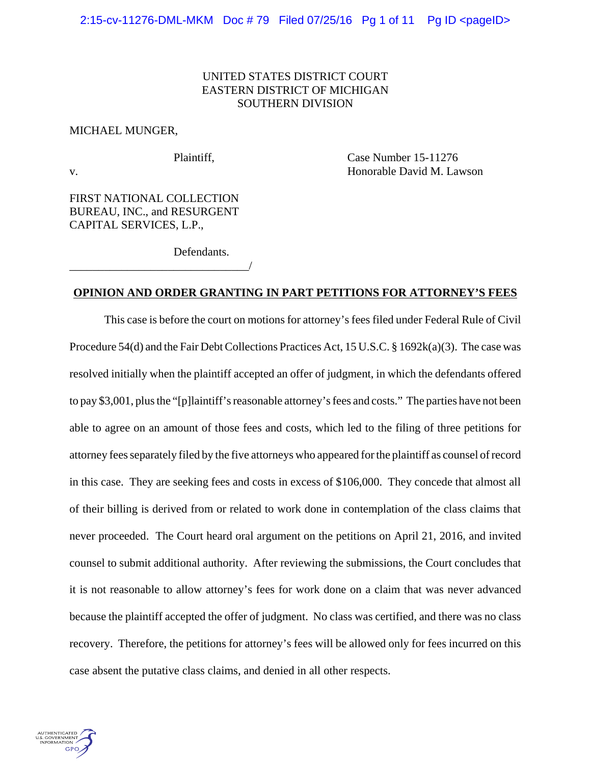UNITED STATES DISTRICT COURT
EASTERN DISTRICT OF MICHIGAN
SOUTHERN DIVISION

MICHAEL MUNGER,

Plaintiff,

v.

Case Number 15-11276
Honorable David M. Lawson

FIRST NATIONAL COLLECTION BUREAU, INC., and RESURGENT CAPITAL SERVICES, L.P.,

Defendants.
_______________________________/

**OPINION AND ORDER GRANTING IN PART PETITIONS FOR ATTORNEY'S FEES**

This case is before the court on motions for attorney's fees filed under Federal Rule of Civil Procedure 54(d) and the Fair Debt Collections Practices Act, 15 U.S.C. § 1692k(a)(3). The case was resolved initially when the plaintiff accepted an offer of judgment, in which the defendants offered to pay $3,001, plus the "[p]laintiff's reasonable attorney's fees and costs." The parties have not been able to agree on an amount of those fees and costs, which led to the filing of three petitions for attorney fees separately filed by the five attorneys who appeared for the plaintiff as counsel of record in this case. They are seeking fees and costs in excess of $106,000. They concede that almost all of their billing is derived from or related to work done in contemplation of the class claims that never proceeded. The Court heard oral argument on the petitions on April 21, 2016, and invited counsel to submit additional authority. After reviewing the submissions, the Court concludes that it is not reasonable to allow attorney's fees for work done on a claim that was never advanced because the plaintiff accepted the offer of judgment. No class was certified, and there was no class recovery. Therefore, the petitions for attorney's fees will be allowed only for fees incurred on this case absent the putative class claims, and denied in all other respects.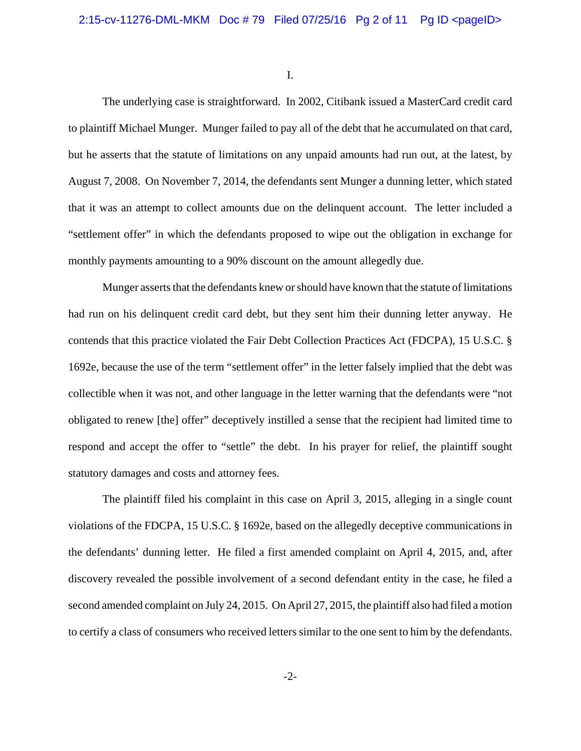I.

The underlying case is straightforward. In 2002, Citibank issued a MasterCard credit card to plaintiff Michael Munger. Munger failed to pay all of the debt that he accumulated on that card, but he asserts that the statute of limitations on any unpaid amounts had run out, at the latest, by August 7, 2008. On November 7, 2014, the defendants sent Munger a dunning letter, which stated that it was an attempt to collect amounts due on the delinquent account. The letter included a "settlement offer" in which the defendants proposed to wipe out the obligation in exchange for monthly payments amounting to a 90% discount on the amount allegedly due.

Munger asserts that the defendants knew or should have known that the statute of limitations had run on his delinquent credit card debt, but they sent him their dunning letter anyway. He contends that this practice violated the Fair Debt Collection Practices Act (FDCPA), 15 U.S.C. § 1692e, because the use of the term "settlement offer" in the letter falsely implied that the debt was collectible when it was not, and other language in the letter warning that the defendants were "not obligated to renew [the] offer" deceptively instilled a sense that the recipient had limited time to respond and accept the offer to "settle" the debt. In his prayer for relief, the plaintiff sought statutory damages and costs and attorney fees.

The plaintiff filed his complaint in this case on April 3, 2015, alleging in a single count violations of the FDCPA, 15 U.S.C. § 1692e, based on the allegedly deceptive communications in the defendants' dunning letter. He filed a first amended complaint on April 4, 2015, and, after discovery revealed the possible involvement of a second defendant entity in the case, he filed a second amended complaint on July 24, 2015. On April 27, 2015, the plaintiff also had filed a motion to certify a class of consumers who received letters similar to the one sent to him by the defendants.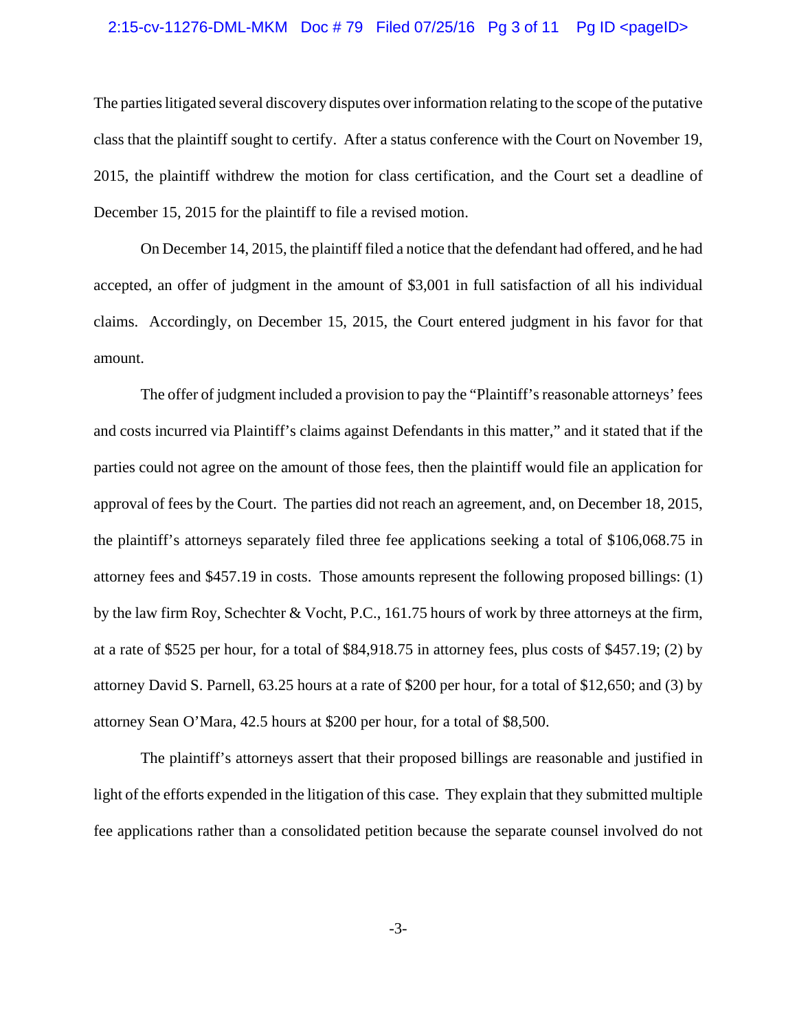The parties litigated several discovery disputes over information relating to the scope of the putative class that the plaintiff sought to certify. After a status conference with the Court on November 19, 2015, the plaintiff withdrew the motion for class certification, and the Court set a deadline of December 15, 2015 for the plaintiff to file a revised motion.

On December 14, 2015, the plaintiff filed a notice that the defendant had offered, and he had accepted, an offer of judgment in the amount of $3,001 in full satisfaction of all his individual claims. Accordingly, on December 15, 2015, the Court entered judgment in his favor for that amount.

The offer of judgment included a provision to pay the "Plaintiff's reasonable attorneys' fees and costs incurred via Plaintiff's claims against Defendants in this matter," and it stated that if the parties could not agree on the amount of those fees, then the plaintiff would file an application for approval of fees by the Court. The parties did not reach an agreement, and, on December 18, 2015, the plaintiff's attorneys separately filed three fee applications seeking a total of $106,068.75 in attorney fees and $457.19 in costs. Those amounts represent the following proposed billings: (1) by the law firm Roy, Schechter & Vocht, P.C., 161.75 hours of work by three attorneys at the firm, at a rate of $525 per hour, for a total of $84,918.75 in attorney fees, plus costs of $457.19; (2) by attorney David S. Parnell, 63.25 hours at a rate of $200 per hour, for a total of $12,650; and (3) by attorney Sean O'Mara, 42.5 hours at $200 per hour, for a total of $8,500.

The plaintiff's attorneys assert that their proposed billings are reasonable and justified in light of the efforts expended in the litigation of this case. They explain that they submitted multiple fee applications rather than a consolidated petition because the separate counsel involved do not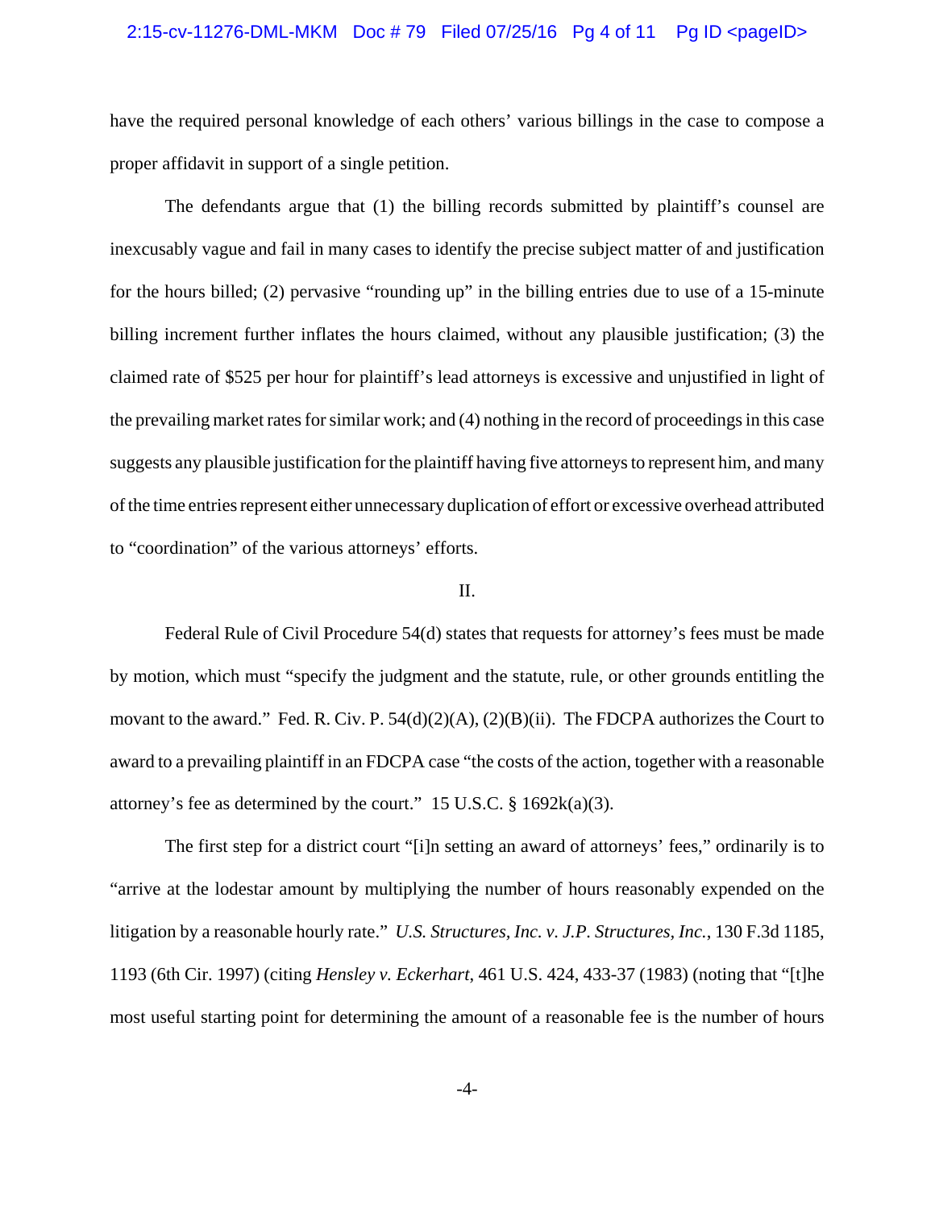have the required personal knowledge of each others' various billings in the case to compose a proper affidavit in support of a single petition.

The defendants argue that (1) the billing records submitted by plaintiff's counsel are inexcusably vague and fail in many cases to identify the precise subject matter of and justification for the hours billed; (2) pervasive "rounding up" in the billing entries due to use of a 15-minute billing increment further inflates the hours claimed, without any plausible justification; (3) the claimed rate of $525 per hour for plaintiff's lead attorneys is excessive and unjustified in light of the prevailing market rates for similar work; and (4) nothing in the record of proceedings in this case suggests any plausible justification for the plaintiff having five attorneys to represent him, and many of the time entries represent either unnecessary duplication of effort or excessive overhead attributed to "coordination" of the various attorneys' efforts.

## II.

Federal Rule of Civil Procedure 54(d) states that requests for attorney's fees must be made by motion, which must "specify the judgment and the statute, rule, or other grounds entitling the movant to the award." Fed. R. Civ. P. 54(d)(2)(A), (2)(B)(ii). The FDCPA authorizes the Court to award to a prevailing plaintiff in an FDCPA case "the costs of the action, together with a reasonable attorney's fee as determined by the court." 15 U.S.C. § 1692k(a)(3).

The first step for a district court "[i]n setting an award of attorneys' fees," ordinarily is to "arrive at the lodestar amount by multiplying the number of hours reasonably expended on the litigation by a reasonable hourly rate." *U.S. Structures, Inc. v. J.P. Structures, Inc.*, 130 F.3d 1185, 1193 (6th Cir. 1997) (citing *Hensley v. Eckerhart*, 461 U.S. 424, 433-37 (1983) (noting that "[t]he most useful starting point for determining the amount of a reasonable fee is the number of hours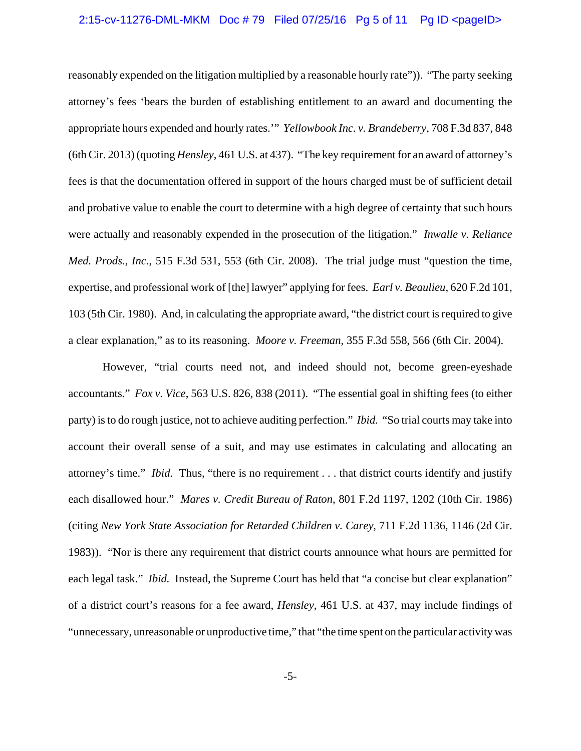reasonably expended on the litigation multiplied by a reasonable hourly rate")). "The party seeking attorney's fees 'bears the burden of establishing entitlement to an award and documenting the appropriate hours expended and hourly rates.'" *Yellowbook Inc. v. Brandeberry*, 708 F.3d 837, 848 (6th Cir. 2013) (quoting *Hensley*, 461 U.S. at 437). "The key requirement for an award of attorney's fees is that the documentation offered in support of the hours charged must be of sufficient detail and probative value to enable the court to determine with a high degree of certainty that such hours were actually and reasonably expended in the prosecution of the litigation." *Inwalle v. Reliance Med. Prods., Inc.*, 515 F.3d 531, 553 (6th Cir. 2008). The trial judge must "question the time, expertise, and professional work of [the] lawyer" applying for fees. *Earl v. Beaulieu*, 620 F.2d 101, 103 (5th Cir. 1980). And, in calculating the appropriate award, "the district court is required to give a clear explanation," as to its reasoning. *Moore v. Freeman*, 355 F.3d 558, 566 (6th Cir. 2004).

However, "trial courts need not, and indeed should not, become green-eyeshade accountants." *Fox v. Vice*, 563 U.S. 826, 838 (2011). "The essential goal in shifting fees (to either party) is to do rough justice, not to achieve auditing perfection." *Ibid.* "So trial courts may take into account their overall sense of a suit, and may use estimates in calculating and allocating an attorney's time." *Ibid.* Thus, "there is no requirement . . . that district courts identify and justify each disallowed hour." *Mares v. Credit Bureau of Raton*, 801 F.2d 1197, 1202 (10th Cir. 1986) (citing *New York State Association for Retarded Children v. Carey*, 711 F.2d 1136, 1146 (2d Cir. 1983)). "Nor is there any requirement that district courts announce what hours are permitted for each legal task." *Ibid.* Instead, the Supreme Court has held that "a concise but clear explanation" of a district court's reasons for a fee award, *Hensley*, 461 U.S. at 437, may include findings of "unnecessary, unreasonable or unproductive time," that "the time spent on the particular activity was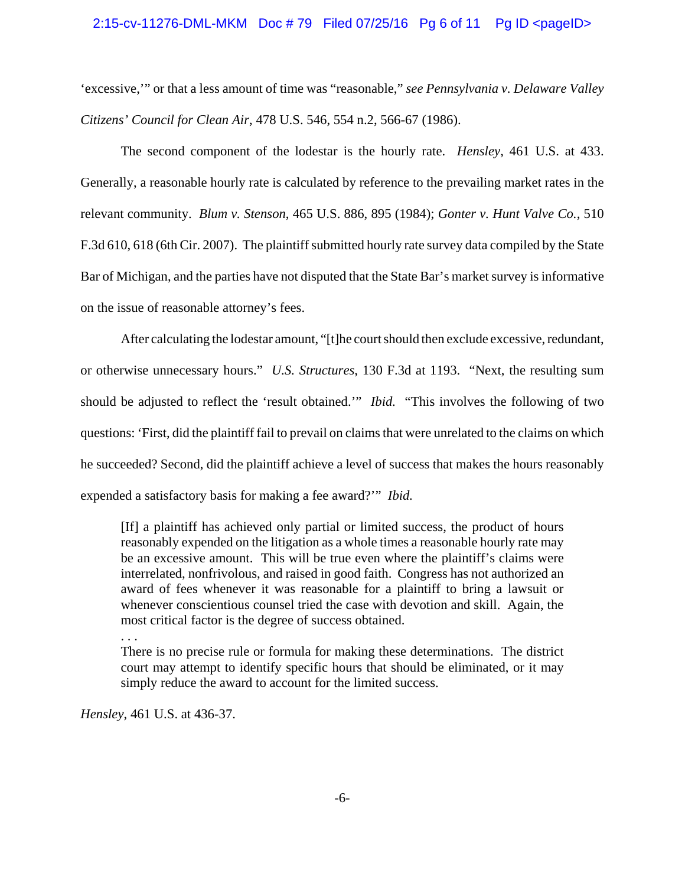'excessive,'" or that a less amount of time was "reasonable," *see Pennsylvania v. Delaware Valley Citizens' Council for Clean Air*, 478 U.S. 546, 554 n.2, 566-67 (1986).

The second component of the lodestar is the hourly rate. *Hensley*, 461 U.S. at 433. Generally, a reasonable hourly rate is calculated by reference to the prevailing market rates in the relevant community. *Blum v. Stenson*, 465 U.S. 886, 895 (1984); *Gonter v. Hunt Valve Co.*, 510 F.3d 610, 618 (6th Cir. 2007). The plaintiff submitted hourly rate survey data compiled by the State Bar of Michigan, and the parties have not disputed that the State Bar's market survey is informative on the issue of reasonable attorney's fees.

After calculating the lodestar amount, "[t]he court should then exclude excessive, redundant, or otherwise unnecessary hours." *U.S. Structures*, 130 F.3d at 1193. "Next, the resulting sum should be adjusted to reflect the 'result obtained.'" *Ibid.* "This involves the following of two questions: 'First, did the plaintiff fail to prevail on claims that were unrelated to the claims on which he succeeded? Second, did the plaintiff achieve a level of success that makes the hours reasonably expended a satisfactory basis for making a fee award?'" *Ibid.*

> [If] a plaintiff has achieved only partial or limited success, the product of hours reasonably expended on the litigation as a whole times a reasonable hourly rate may be an excessive amount. This will be true even where the plaintiff's claims were interrelated, nonfrivolous, and raised in good faith. Congress has not authorized an award of fees whenever it was reasonable for a plaintiff to bring a lawsuit or whenever conscientious counsel tried the case with devotion and skill. Again, the most critical factor is the degree of success obtained.
>
> . . .
>
> There is no precise rule or formula for making these determinations. The district court may attempt to identify specific hours that should be eliminated, or it may simply reduce the award to account for the limited success.

*Hensley*, 461 U.S. at 436-37.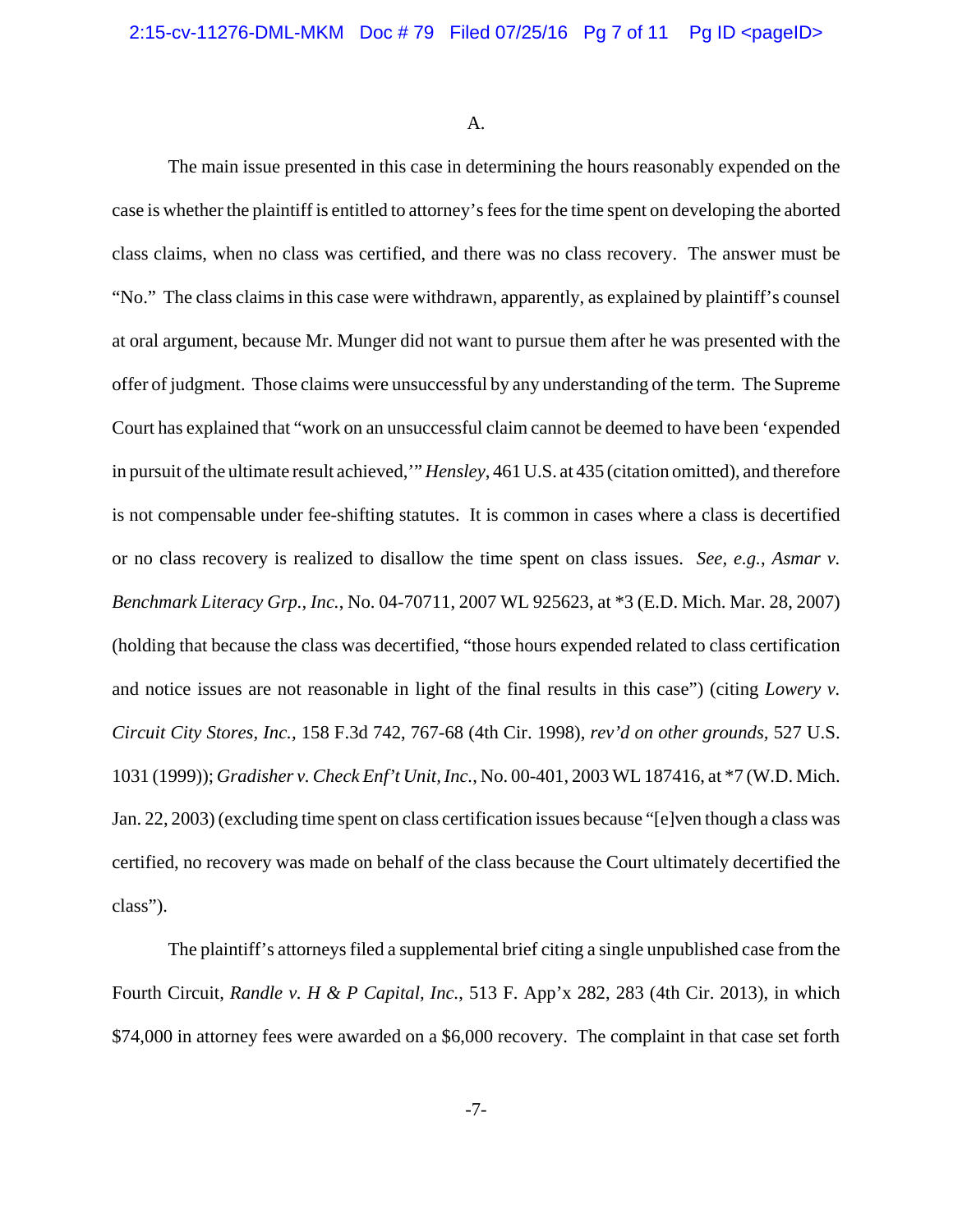A.

The main issue presented in this case in determining the hours reasonably expended on the case is whether the plaintiff is entitled to attorney's fees for the time spent on developing the aborted class claims, when no class was certified, and there was no class recovery. The answer must be "No." The class claims in this case were withdrawn, apparently, as explained by plaintiff's counsel at oral argument, because Mr. Munger did not want to pursue them after he was presented with the offer of judgment. Those claims were unsuccessful by any understanding of the term. The Supreme Court has explained that "work on an unsuccessful claim cannot be deemed to have been 'expended in pursuit of the ultimate result achieved,'" *Hensley*, 461 U.S. at 435 (citation omitted), and therefore is not compensable under fee-shifting statutes. It is common in cases where a class is decertified or no class recovery is realized to disallow the time spent on class issues. *See, e.g.*, *Asmar v. Benchmark Literacy Grp., Inc.*, No. 04-70711, 2007 WL 925623, at *3 (E.D. Mich. Mar. 28, 2007) (holding that because the class was decertified, "those hours expended related to class certification and notice issues are not reasonable in light of the final results in this case") (citing *Lowery v. Circuit City Stores, Inc.*, 158 F.3d 742, 767-68 (4th Cir. 1998), *rev'd on other grounds,* 527 U.S. 1031 (1999)); *Gradisher v. Check Enf't Unit, Inc.*, No. 00-401, 2003 WL 187416, at *7 (W.D. Mich. Jan. 22, 2003) (excluding time spent on class certification issues because "[e]ven though a class was certified, no recovery was made on behalf of the class because the Court ultimately decertified the class").

The plaintiff's attorneys filed a supplemental brief citing a single unpublished case from the Fourth Circuit, *Randle v. H & P Capital, Inc.*, 513 F. App'x 282, 283 (4th Cir. 2013), in which $74,000 in attorney fees were awarded on a $6,000 recovery. The complaint in that case set forth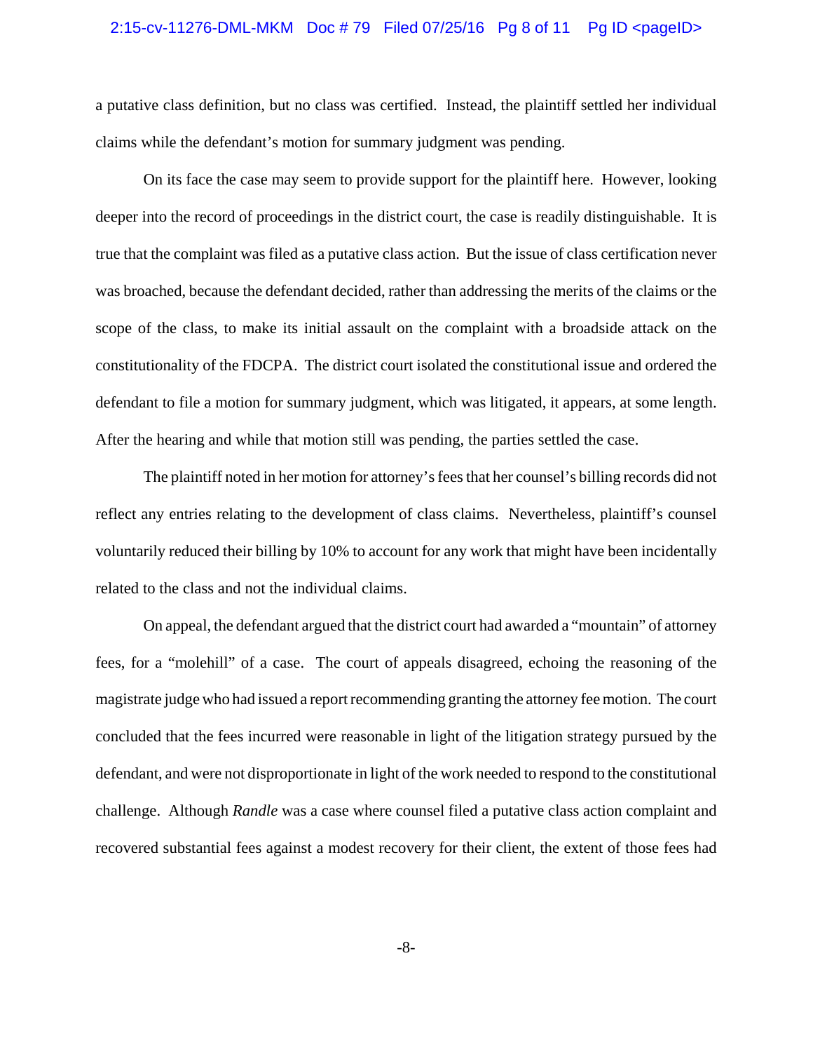a putative class definition, but no class was certified. Instead, the plaintiff settled her individual claims while the defendant's motion for summary judgment was pending.

On its face the case may seem to provide support for the plaintiff here. However, looking deeper into the record of proceedings in the district court, the case is readily distinguishable. It is true that the complaint was filed as a putative class action. But the issue of class certification never was broached, because the defendant decided, rather than addressing the merits of the claims or the scope of the class, to make its initial assault on the complaint with a broadside attack on the constitutionality of the FDCPA. The district court isolated the constitutional issue and ordered the defendant to file a motion for summary judgment, which was litigated, it appears, at some length. After the hearing and while that motion still was pending, the parties settled the case.

The plaintiff noted in her motion for attorney's fees that her counsel's billing records did not reflect any entries relating to the development of class claims. Nevertheless, plaintiff's counsel voluntarily reduced their billing by 10% to account for any work that might have been incidentally related to the class and not the individual claims.

On appeal, the defendant argued that the district court had awarded a "mountain" of attorney fees, for a "molehill" of a case. The court of appeals disagreed, echoing the reasoning of the magistrate judge who had issued a report recommending granting the attorney fee motion. The court concluded that the fees incurred were reasonable in light of the litigation strategy pursued by the defendant, and were not disproportionate in light of the work needed to respond to the constitutional challenge. Although *Randle* was a case where counsel filed a putative class action complaint and recovered substantial fees against a modest recovery for their client, the extent of those fees had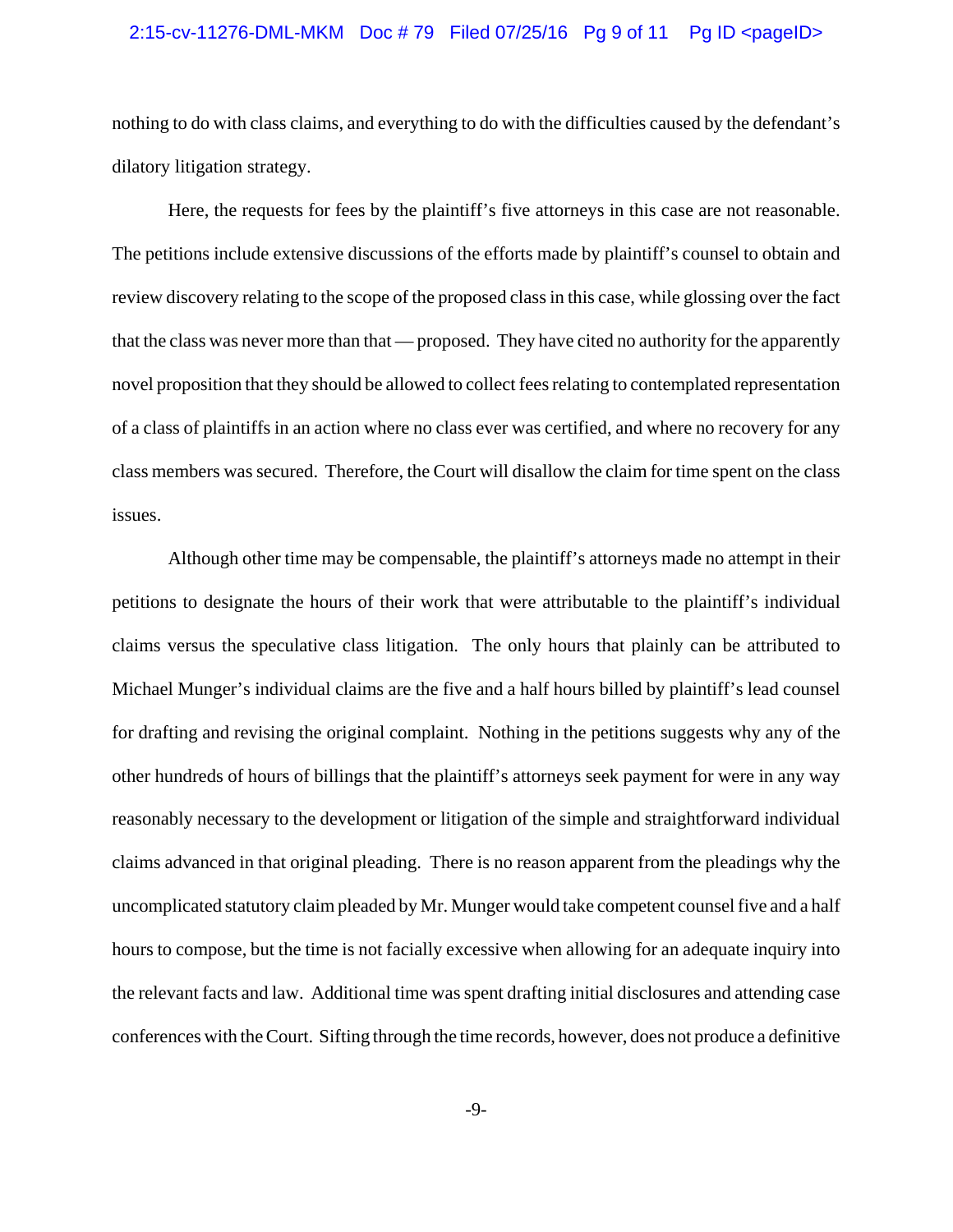nothing to do with class claims, and everything to do with the difficulties caused by the defendant's dilatory litigation strategy.

Here, the requests for fees by the plaintiff's five attorneys in this case are not reasonable. The petitions include extensive discussions of the efforts made by plaintiff's counsel to obtain and review discovery relating to the scope of the proposed class in this case, while glossing over the fact that the class was never more than that — proposed. They have cited no authority for the apparently novel proposition that they should be allowed to collect fees relating to contemplated representation of a class of plaintiffs in an action where no class ever was certified, and where no recovery for any class members was secured. Therefore, the Court will disallow the claim for time spent on the class issues.

Although other time may be compensable, the plaintiff's attorneys made no attempt in their petitions to designate the hours of their work that were attributable to the plaintiff's individual claims versus the speculative class litigation. The only hours that plainly can be attributed to Michael Munger's individual claims are the five and a half hours billed by plaintiff's lead counsel for drafting and revising the original complaint. Nothing in the petitions suggests why any of the other hundreds of hours of billings that the plaintiff's attorneys seek payment for were in any way reasonably necessary to the development or litigation of the simple and straightforward individual claims advanced in that original pleading. There is no reason apparent from the pleadings why the uncomplicated statutory claim pleaded by Mr. Munger would take competent counsel five and a half hours to compose, but the time is not facially excessive when allowing for an adequate inquiry into the relevant facts and law. Additional time was spent drafting initial disclosures and attending case conferences with the Court. Sifting through the time records, however, does not produce a definitive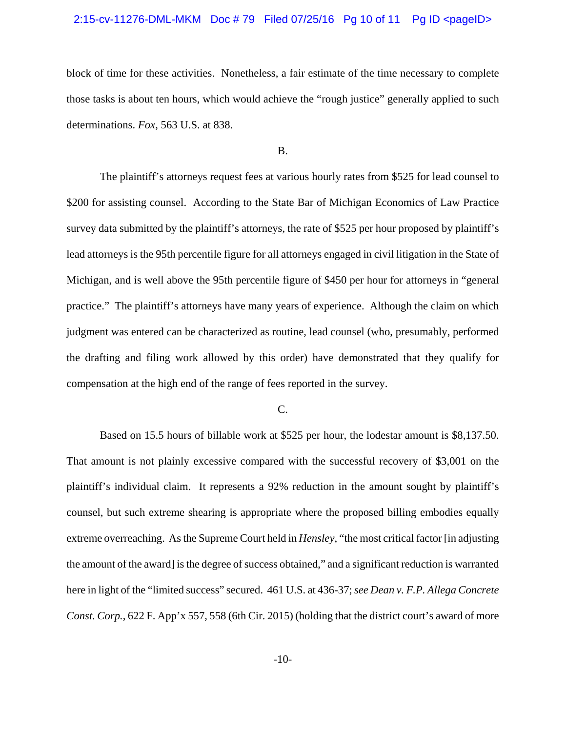block of time for these activities. Nonetheless, a fair estimate of the time necessary to complete those tasks is about ten hours, which would achieve the "rough justice" generally applied to such determinations. *Fox*, 563 U.S. at 838.

B.

The plaintiff's attorneys request fees at various hourly rates from $525 for lead counsel to $200 for assisting counsel. According to the State Bar of Michigan Economics of Law Practice survey data submitted by the plaintiff's attorneys, the rate of $525 per hour proposed by plaintiff's lead attorneys is the 95th percentile figure for all attorneys engaged in civil litigation in the State of Michigan, and is well above the 95th percentile figure of $450 per hour for attorneys in "general practice." The plaintiff's attorneys have many years of experience. Although the claim on which judgment was entered can be characterized as routine, lead counsel (who, presumably, performed the drafting and filing work allowed by this order) have demonstrated that they qualify for compensation at the high end of the range of fees reported in the survey.

C.

Based on 15.5 hours of billable work at $525 per hour, the lodestar amount is $8,137.50. That amount is not plainly excessive compared with the successful recovery of $3,001 on the plaintiff's individual claim. It represents a 92% reduction in the amount sought by plaintiff's counsel, but such extreme shearing is appropriate where the proposed billing embodies equally extreme overreaching. As the Supreme Court held in *Hensley*, "the most critical factor [in adjusting the amount of the award] is the degree of success obtained," and a significant reduction is warranted here in light of the "limited success" secured. 461 U.S. at 436-37; *see Dean v. F.P. Allega Concrete Const. Corp.*, 622 F. App'x 557, 558 (6th Cir. 2015) (holding that the district court's award of more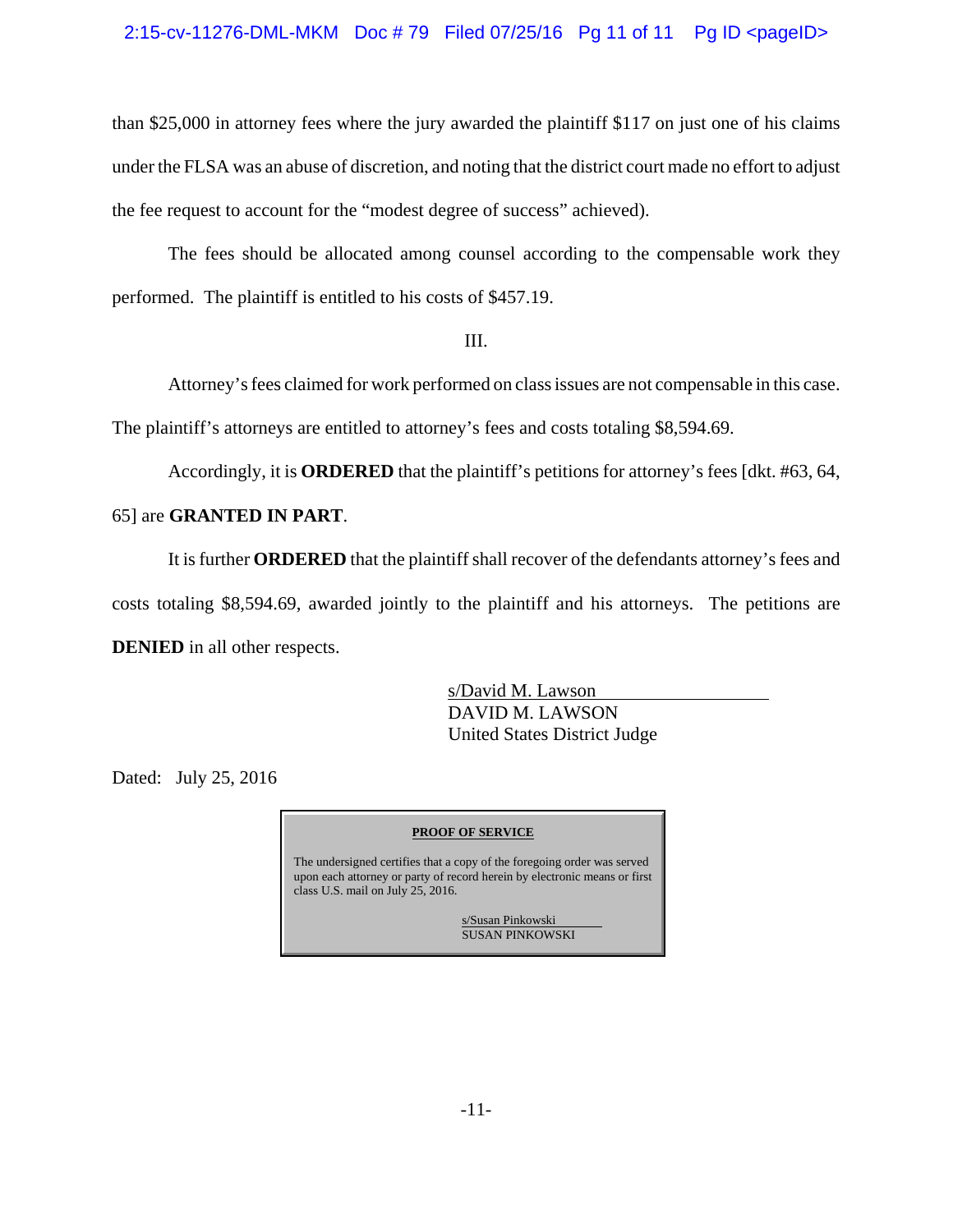than $25,000 in attorney fees where the jury awarded the plaintiff $117 on just one of his claims under the FLSA was an abuse of discretion, and noting that the district court made no effort to adjust the fee request to account for the "modest degree of success" achieved).

The fees should be allocated among counsel according to the compensable work they performed. The plaintiff is entitled to his costs of $457.19.

III.

Attorney's fees claimed for work performed on class issues are not compensable in this case. The plaintiff's attorneys are entitled to attorney's fees and costs totaling $8,594.69.

Accordingly, it is **ORDERED** that the plaintiff's petitions for attorney's fees [dkt. #63, 64, 65] are **GRANTED IN PART**.

It is further **ORDERED** that the plaintiff shall recover of the defendants attorney's fees and costs totaling $8,594.69, awarded jointly to the plaintiff and his attorneys. The petitions are **DENIED** in all other respects.

s/David M. Lawson
DAVID M. LAWSON
United States District Judge

Dated: July 25, 2016

**PROOF OF SERVICE**

The undersigned certifies that a copy of the foregoing order was served upon each attorney or party of record herein by electronic means or first class U.S. mail on July 25, 2016.

s/Susan Pinkowski
SUSAN PINKOWSKI